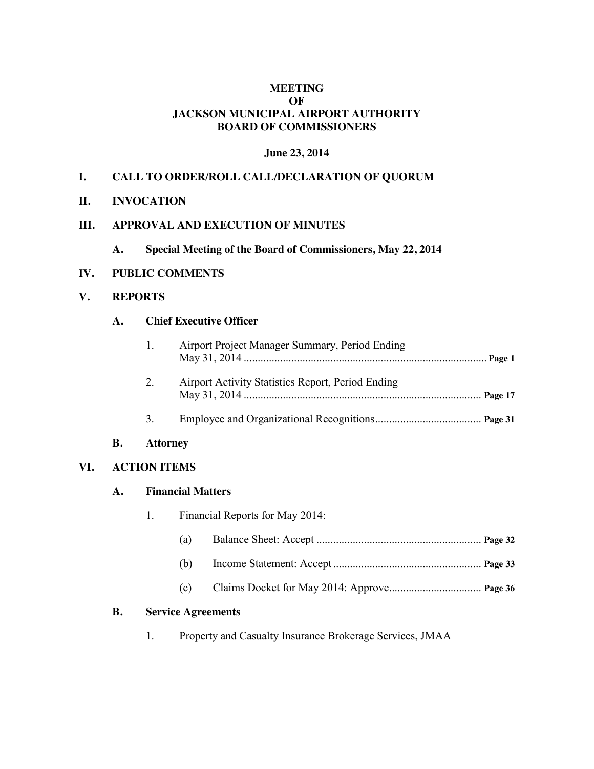# MEETING
# OF
# JACKSON MUNICIPAL AIRPORT AUTHORITY
# BOARD OF COMMISSIONERS

**June 23, 2014**

## I. CALL TO ORDER/ROLL CALL/DECLARATION OF QUORUM

## II. INVOCATION

## III. APPROVAL AND EXECUTION OF MINUTES

### A. Special Meeting of the Board of Commissioners, May 22, 2014

## IV. PUBLIC COMMENTS

## V. REPORTS

### A. Chief Executive Officer

1. Airport Project Manager Summary, Period Ending May 31, 2014 ........ **Page 1**

2. Airport Activity Statistics Report, Period Ending May 31, 2014 ........ **Page 17**

3. Employee and Organizational Recognitions ........ **Page 31**

### B. Attorney

## VI. ACTION ITEMS

### A. Financial Matters

1. Financial Reports for May 2014:

   (a) Balance Sheet: Accept ........ **Page 32**

   (b) Income Statement: Accept ........ **Page 33**

   (c) Claims Docket for May 2014: Approve ........ **Page 36**

### B. Service Agreements

1. Property and Casualty Insurance Brokerage Services, JMAA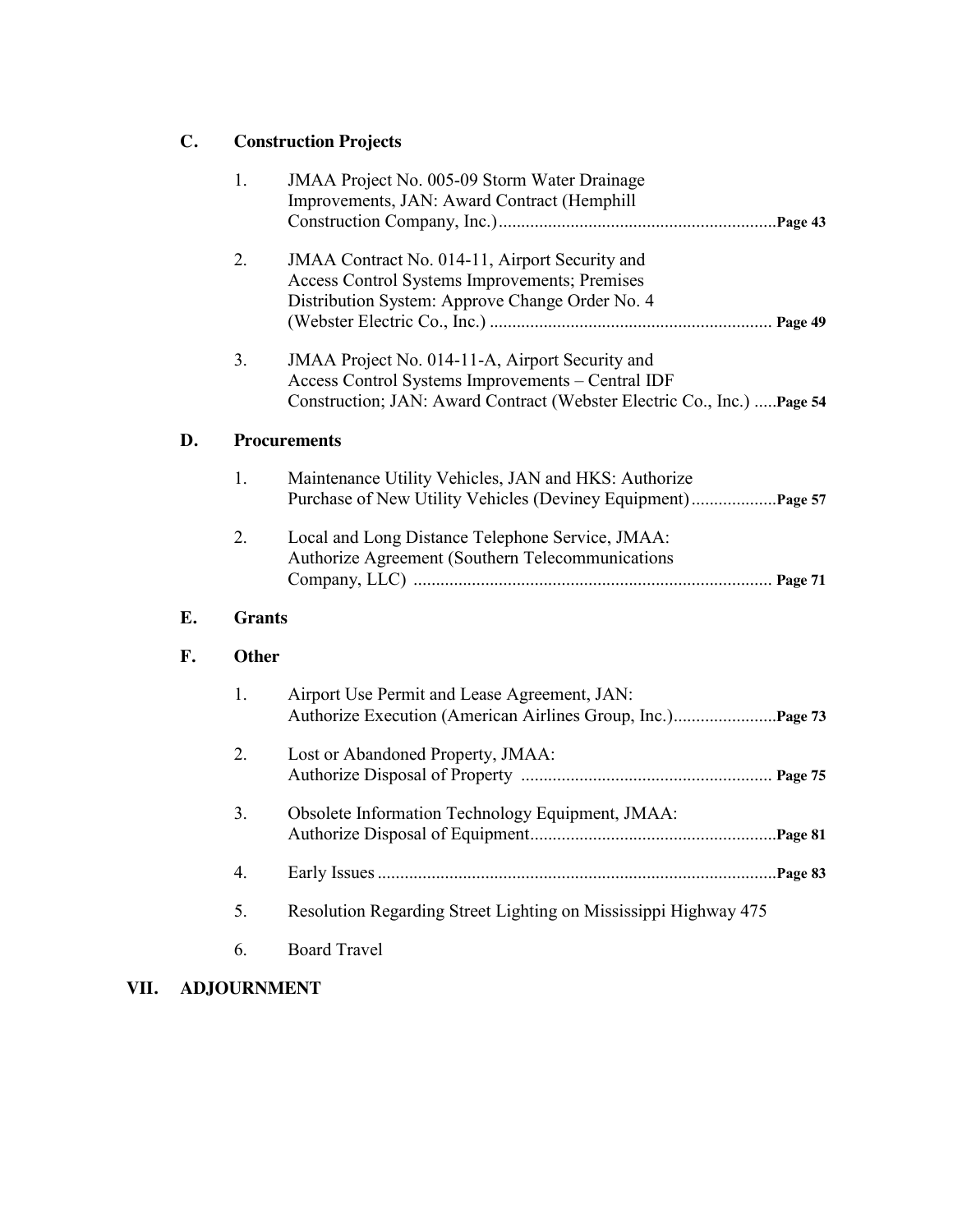**C. Construction Projects**

1. JMAA Project No. 005-09 Storm Water Drainage Improvements, JAN: Award Contract (Hemphill Construction Company, Inc.) .......... **Page 43**

2. JMAA Contract No. 014-11, Airport Security and Access Control Systems Improvements; Premises Distribution System: Approve Change Order No. 4 (Webster Electric Co., Inc.) .......... **Page 49**

3. JMAA Project No. 014-11-A, Airport Security and Access Control Systems Improvements – Central IDF Construction; JAN: Award Contract (Webster Electric Co., Inc.) .....**Page 54**

**D. Procurements**

1. Maintenance Utility Vehicles, JAN and HKS: Authorize Purchase of New Utility Vehicles (Deviney Equipment) .......... **Page 57**

2. Local and Long Distance Telephone Service, JMAA: Authorize Agreement (Southern Telecommunications Company, LLC) .......... **Page 71**

**E. Grants**

**F. Other**

1. Airport Use Permit and Lease Agreement, JAN: Authorize Execution (American Airlines Group, Inc.) .......... **Page 73**

2. Lost or Abandoned Property, JMAA: Authorize Disposal of Property .......... **Page 75**

3. Obsolete Information Technology Equipment, JMAA: Authorize Disposal of Equipment .......... **Page 81**

4. Early Issues .......... **Page 83**

5. Resolution Regarding Street Lighting on Mississippi Highway 475

6. Board Travel

**VII. ADJOURNMENT**